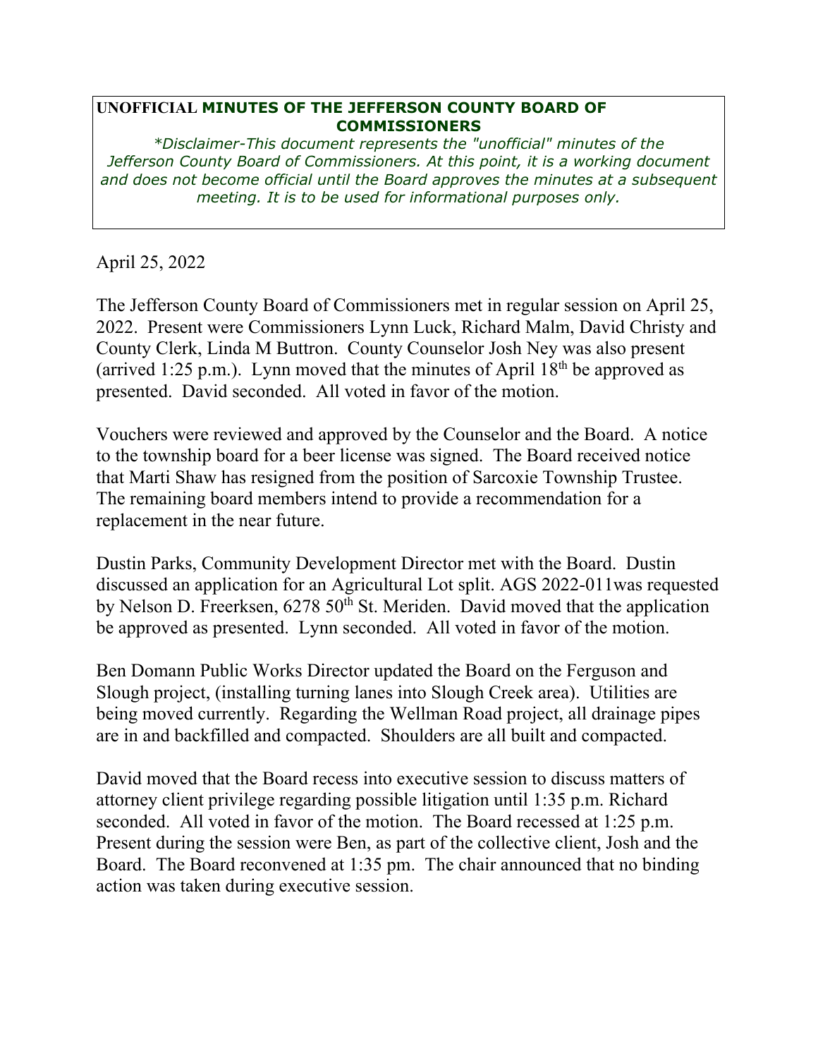**UNOFFICIAL MINUTES OF THE JEFFERSON COUNTY BOARD OF COMMISSIONERS**

*\*Disclaimer-This document represents the "unofficial" minutes of the Jefferson County Board of Commissioners. At this point, it is a working document and does not become official until the Board approves the minutes at a subsequent meeting. It is to be used for informational purposes only.*

April 25, 2022

The Jefferson County Board of Commissioners met in regular session on April 25, 2022. Present were Commissioners Lynn Luck, Richard Malm, David Christy and County Clerk, Linda M Buttron. County Counselor Josh Ney was also present (arrived 1:25 p.m.). Lynn moved that the minutes of April 18th be approved as presented. David seconded. All voted in favor of the motion.

Vouchers were reviewed and approved by the Counselor and the Board. A notice to the township board for a beer license was signed. The Board received notice that Marti Shaw has resigned from the position of Sarcoxie Township Trustee. The remaining board members intend to provide a recommendation for a replacement in the near future.

Dustin Parks, Community Development Director met with the Board. Dustin discussed an application for an Agricultural Lot split. AGS 2022-011was requested by Nelson D. Freerksen, 6278 50th St. Meriden. David moved that the application be approved as presented. Lynn seconded. All voted in favor of the motion.

Ben Domann Public Works Director updated the Board on the Ferguson and Slough project, (installing turning lanes into Slough Creek area). Utilities are being moved currently. Regarding the Wellman Road project, all drainage pipes are in and backfilled and compacted. Shoulders are all built and compacted.

David moved that the Board recess into executive session to discuss matters of attorney client privilege regarding possible litigation until 1:35 p.m. Richard seconded. All voted in favor of the motion. The Board recessed at 1:25 p.m. Present during the session were Ben, as part of the collective client, Josh and the Board. The Board reconvened at 1:35 pm. The chair announced that no binding action was taken during executive session.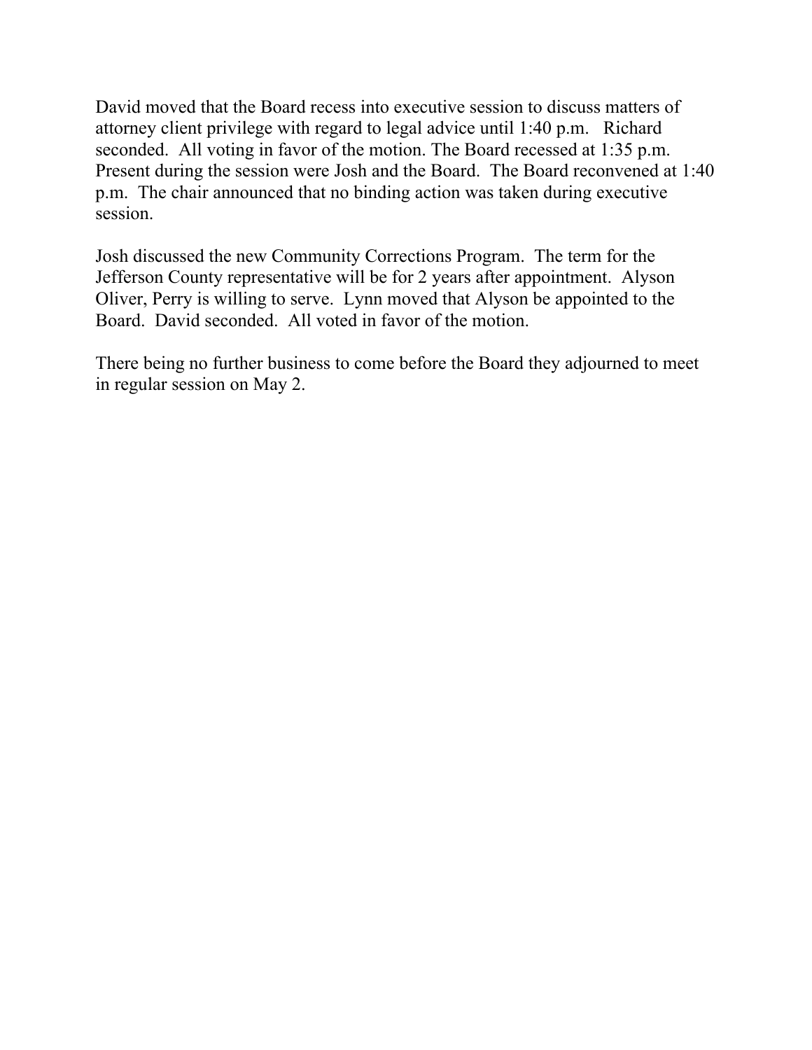David moved that the Board recess into executive session to discuss matters of attorney client privilege with regard to legal advice until 1:40 p.m. Richard seconded. All voting in favor of the motion. The Board recessed at 1:35 p.m. Present during the session were Josh and the Board. The Board reconvened at 1:40 p.m. The chair announced that no binding action was taken during executive session.

Josh discussed the new Community Corrections Program. The term for the Jefferson County representative will be for 2 years after appointment. Alyson Oliver, Perry is willing to serve. Lynn moved that Alyson be appointed to the Board. David seconded. All voted in favor of the motion.

There being no further business to come before the Board they adjourned to meet in regular session on May 2.